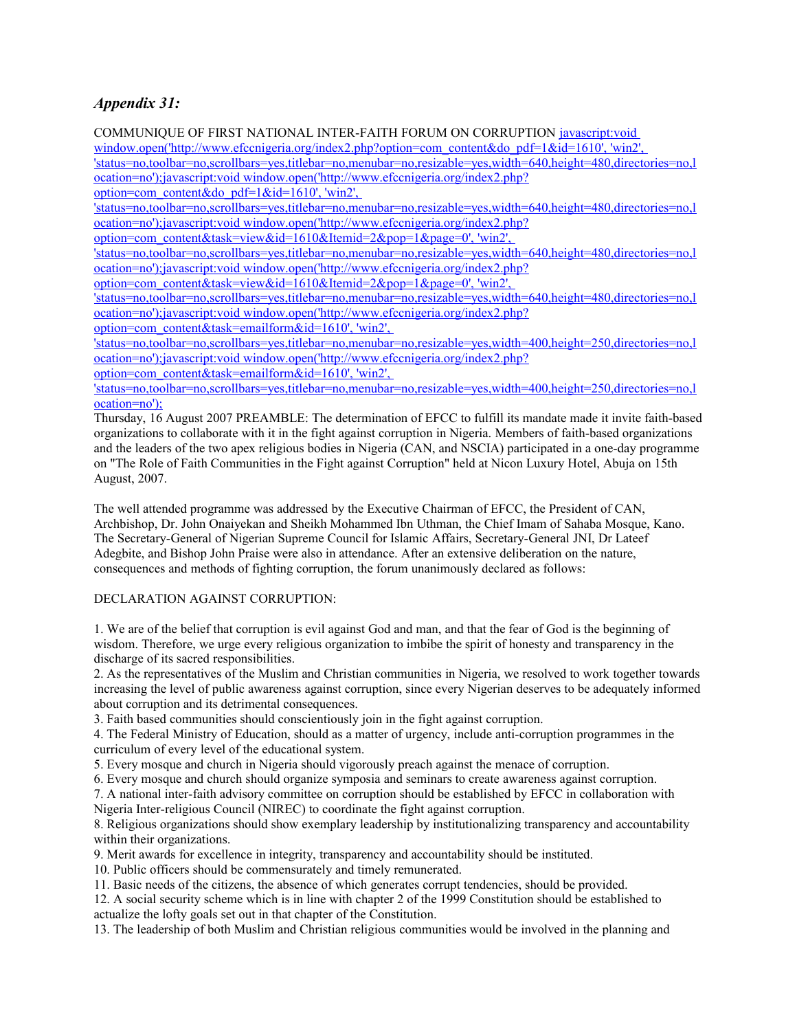## *Appendix 31:*

COMMUNIQUE OF FIRST NATIONAL INTER-FAITH FORUM ON CORRUPTION javascript:void window.open('http://www.efccnigeria.org/index2.php?option=com_content&do_pdf=1&id=1610', 'win2', 'status=no,toolbar=no,scrollbars=yes,titlebar=no,menubar=no,resizable=yes,width=640,height=480,directories=no,location=no');javascript:void window.open('http://www.efccnigeria.org/index2.php?option=com_content&do_pdf=1&id=1610', 'win2', 'status=no,toolbar=no,scrollbars=yes,titlebar=no,menubar=no,resizable=yes,width=640,height=480,directories=no,location=no');javascript:void window.open('http://www.efccnigeria.org/index2.php?option=com_content&task=view&id=1610&Itemid=2&pop=1&page=0', 'win2', 'status=no,toolbar=no,scrollbars=yes,titlebar=no,menubar=no,resizable=yes,width=640,height=480,directories=no,location=no');javascript:void window.open('http://www.efccnigeria.org/index2.php?option=com_content&task=view&id=1610&Itemid=2&pop=1&page=0', 'win2', 'status=no,toolbar=no,scrollbars=yes,titlebar=no,menubar=no,resizable=yes,width=640,height=480,directories=no,location=no');javascript:void window.open('http://www.efccnigeria.org/index2.php?option=com_content&task=emailform&id=1610', 'win2', 'status=no,toolbar=no,scrollbars=yes,titlebar=no,menubar=no,resizable=yes,width=400,height=250,directories=no,location=no');javascript:void window.open('http://www.efccnigeria.org/index2.php?option=com_content&task=emailform&id=1610', 'win2', 'status=no,toolbar=no,scrollbars=yes,titlebar=no,menubar=no,resizable=yes,width=400,height=250,directories=no,location=no');

Thursday, 16 August 2007 PREAMBLE: The determination of EFCC to fulfill its mandate made it invite faith-based organizations to collaborate with it in the fight against corruption in Nigeria. Members of faith-based organizations and the leaders of the two apex religious bodies in Nigeria (CAN, and NSCIA) participated in a one-day programme on "The Role of Faith Communities in the Fight against Corruption" held at Nicon Luxury Hotel, Abuja on 15th August, 2007.

The well attended programme was addressed by the Executive Chairman of EFCC, the President of CAN, Archbishop, Dr. John Onaiyekan and Sheikh Mohammed Ibn Uthman, the Chief Imam of Sahaba Mosque, Kano. The Secretary-General of Nigerian Supreme Council for Islamic Affairs, Secretary-General JNI, Dr Lateef Adegbite, and Bishop John Praise were also in attendance. After an extensive deliberation on the nature, consequences and methods of fighting corruption, the forum unanimously declared as follows:

DECLARATION AGAINST CORRUPTION:

1. We are of the belief that corruption is evil against God and man, and that the fear of God is the beginning of wisdom. Therefore, we urge every religious organization to imbibe the spirit of honesty and transparency in the discharge of its sacred responsibilities.
2. As the representatives of the Muslim and Christian communities in Nigeria, we resolved to work together towards increasing the level of public awareness against corruption, since every Nigerian deserves to be adequately informed about corruption and its detrimental consequences.
3. Faith based communities should conscientiously join in the fight against corruption.
4. The Federal Ministry of Education, should as a matter of urgency, include anti-corruption programmes in the curriculum of every level of the educational system.
5. Every mosque and church in Nigeria should vigorously preach against the menace of corruption.
6. Every mosque and church should organize symposia and seminars to create awareness against corruption.
7. A national inter-faith advisory committee on corruption should be established by EFCC in collaboration with Nigeria Inter-religious Council (NIREC) to coordinate the fight against corruption.
8. Religious organizations should show exemplary leadership by institutionalizing transparency and accountability within their organizations.
9. Merit awards for excellence in integrity, transparency and accountability should be instituted.
10. Public officers should be commensurately and timely remunerated.
11. Basic needs of the citizens, the absence of which generates corrupt tendencies, should be provided.
12. A social security scheme which is in line with chapter 2 of the 1999 Constitution should be established to actualize the lofty goals set out in that chapter of the Constitution.
13. The leadership of both Muslim and Christian religious communities would be involved in the planning and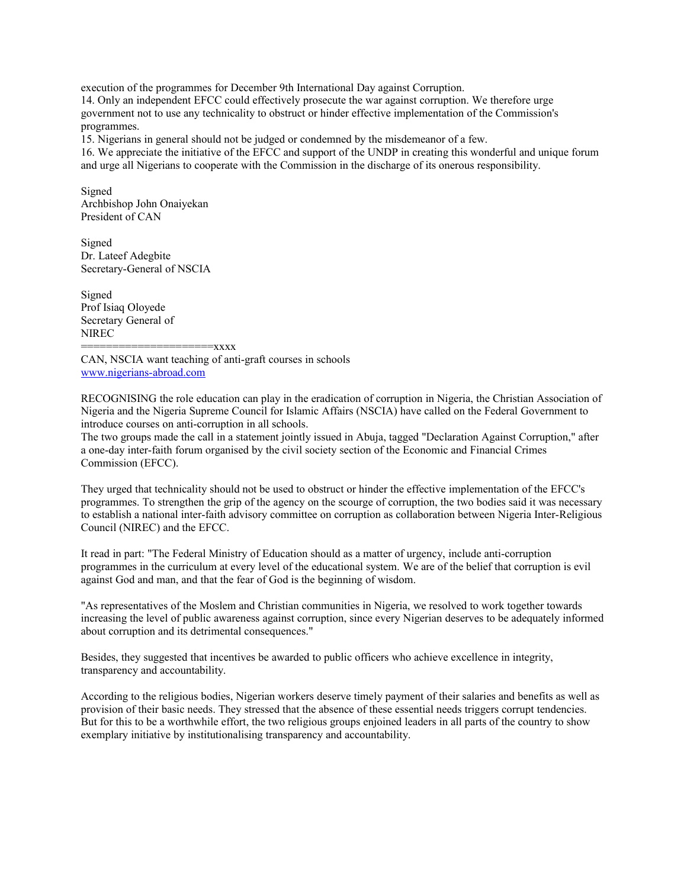execution of the programmes for December 9th International Day against Corruption.

14. Only an independent EFCC could effectively prosecute the war against corruption. We therefore urge government not to use any technicality to obstruct or hinder effective implementation of the Commission's programmes.

15. Nigerians in general should not be judged or condemned by the misdemeanor of a few.

16. We appreciate the initiative of the EFCC and support of the UNDP in creating this wonderful and unique forum and urge all Nigerians to cooperate with the Commission in the discharge of its onerous responsibility.

Signed
Archbishop John Onaiyekan
President of CAN

Signed
Dr. Lateef Adegbite
Secretary-General of NSCIA

Signed
Prof Isiaq Oloyede
Secretary General of
NIREC

=====================xxxx

CAN, NSCIA want teaching of anti-graft courses in schools
www.nigerians-abroad.com

RECOGNISING the role education can play in the eradication of corruption in Nigeria, the Christian Association of Nigeria and the Nigeria Supreme Council for Islamic Affairs (NSCIA) have called on the Federal Government to introduce courses on anti-corruption in all schools.

The two groups made the call in a statement jointly issued in Abuja, tagged "Declaration Against Corruption," after a one-day inter-faith forum organised by the civil society section of the Economic and Financial Crimes Commission (EFCC).

They urged that technicality should not be used to obstruct or hinder the effective implementation of the EFCC's programmes. To strengthen the grip of the agency on the scourge of corruption, the two bodies said it was necessary to establish a national inter-faith advisory committee on corruption as collaboration between Nigeria Inter-Religious Council (NIREC) and the EFCC.

It read in part: "The Federal Ministry of Education should as a matter of urgency, include anti-corruption programmes in the curriculum at every level of the educational system. We are of the belief that corruption is evil against God and man, and that the fear of God is the beginning of wisdom.

"As representatives of the Moslem and Christian communities in Nigeria, we resolved to work together towards increasing the level of public awareness against corruption, since every Nigerian deserves to be adequately informed about corruption and its detrimental consequences."

Besides, they suggested that incentives be awarded to public officers who achieve excellence in integrity, transparency and accountability.

According to the religious bodies, Nigerian workers deserve timely payment of their salaries and benefits as well as provision of their basic needs. They stressed that the absence of these essential needs triggers corrupt tendencies. But for this to be a worthwhile effort, the two religious groups enjoined leaders in all parts of the country to show exemplary initiative by institutionalising transparency and accountability.